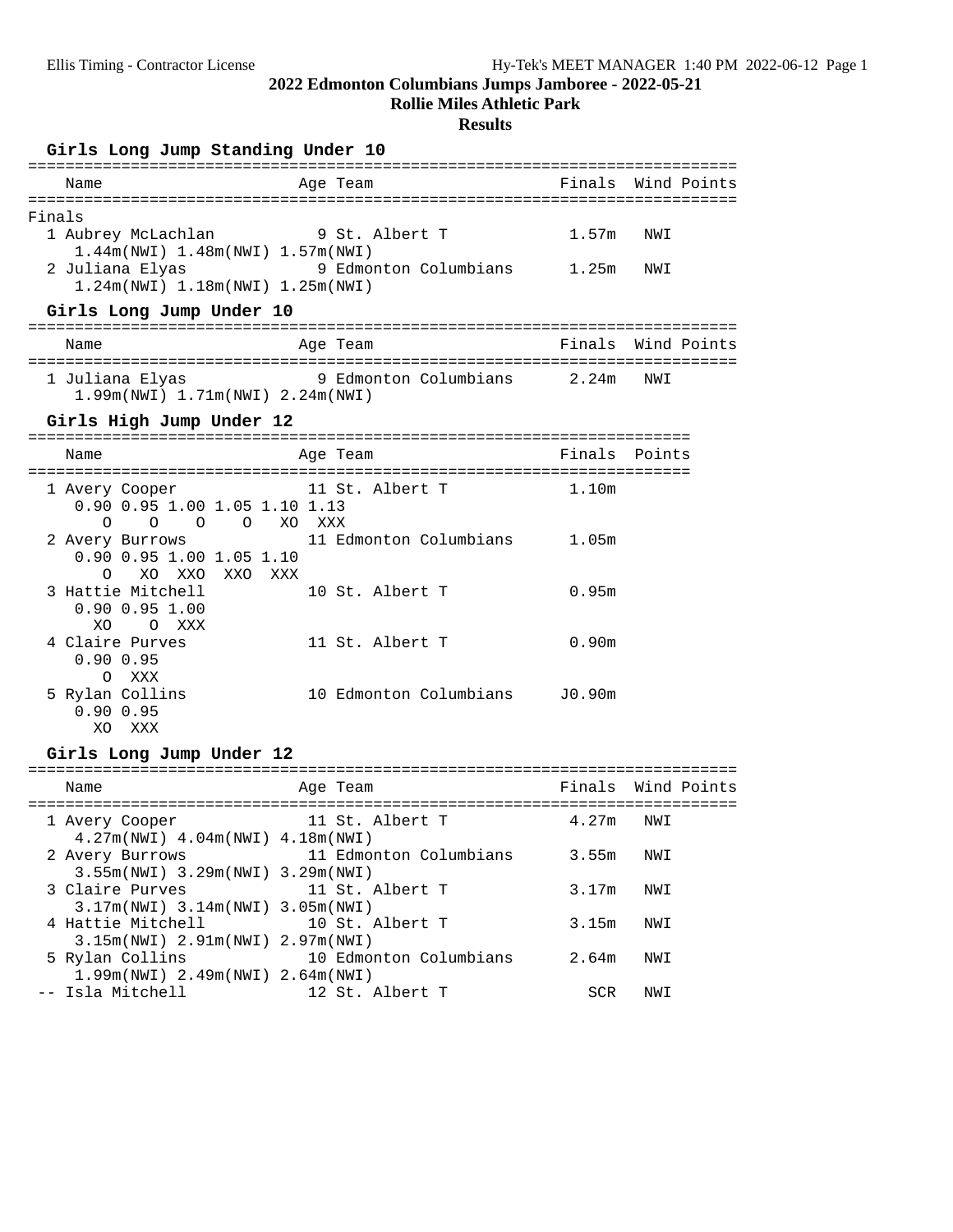# 2022 Edmonton Columbians Jumps Jamboree - 2022-05-21

## Rollie Miles Athletic Park

### Results

#### Girls Long Jump Standing Under 10

| Name | Age | Team | Finals | Wind | Points |
|---|---|---|---|---|---|
| **Finals** | | | | | |
| 1 Aubrey McLachlan | 9 | St. Albert T | 1.57m | NWI | |
| 1.44m(NWI) 1.48m(NWI) 1.57m(NWI) | | | | | |
| 2 Juliana Elyas | 9 | Edmonton Columbians | 1.25m | NWI | |
| 1.24m(NWI) 1.18m(NWI) 1.25m(NWI) | | | | | |

#### Girls Long Jump Under 10

| Name | Age | Team | Finals | Wind | Points |
|---|---|---|---|---|---|
| 1 Juliana Elyas | 9 | Edmonton Columbians | 2.24m | NWI | |
| 1.99m(NWI) 1.71m(NWI) 2.24m(NWI) | | | | | |

#### Girls High Jump Under 12

| Name | Age | Team | Finals | Points |
|---|---|---|---|---|
| 1 Avery Cooper | 11 | St. Albert T | 1.10m | |
| 0.90 0.95 1.00 1.05 1.10 1.13 | | | | |
| O O O O XO XXX | | | | |
| 2 Avery Burrows | 11 | Edmonton Columbians | 1.05m | |
| 0.90 0.95 1.00 1.05 1.10 | | | | |
| O XO XXO XXO XXX | | | | |
| 3 Hattie Mitchell | 10 | St. Albert T | 0.95m | |
| 0.90 0.95 1.00 | | | | |
| XO O XXX | | | | |
| 4 Claire Purves | 11 | St. Albert T | 0.90m | |
| 0.90 0.95 | | | | |
| O XXX | | | | |
| 5 Rylan Collins | 10 | Edmonton Columbians | J0.90m | |
| 0.90 0.95 | | | | |
| XO XXX | | | | |

#### Girls Long Jump Under 12

| Name | Age | Team | Finals | Wind | Points |
|---|---|---|---|---|---|
| 1 Avery Cooper | 11 | St. Albert T | 4.27m | NWI | |
| 4.27m(NWI) 4.04m(NWI) 4.18m(NWI) | | | | | |
| 2 Avery Burrows | 11 | Edmonton Columbians | 3.55m | NWI | |
| 3.55m(NWI) 3.29m(NWI) 3.29m(NWI) | | | | | |
| 3 Claire Purves | 11 | St. Albert T | 3.17m | NWI | |
| 3.17m(NWI) 3.14m(NWI) 3.05m(NWI) | | | | | |
| 4 Hattie Mitchell | 10 | St. Albert T | 3.15m | NWI | |
| 3.15m(NWI) 2.91m(NWI) 2.97m(NWI) | | | | | |
| 5 Rylan Collins | 10 | Edmonton Columbians | 2.64m | NWI | |
| 1.99m(NWI) 2.49m(NWI) 2.64m(NWI) | | | | | |
| -- Isla Mitchell | 12 | St. Albert T | SCR | NWI | |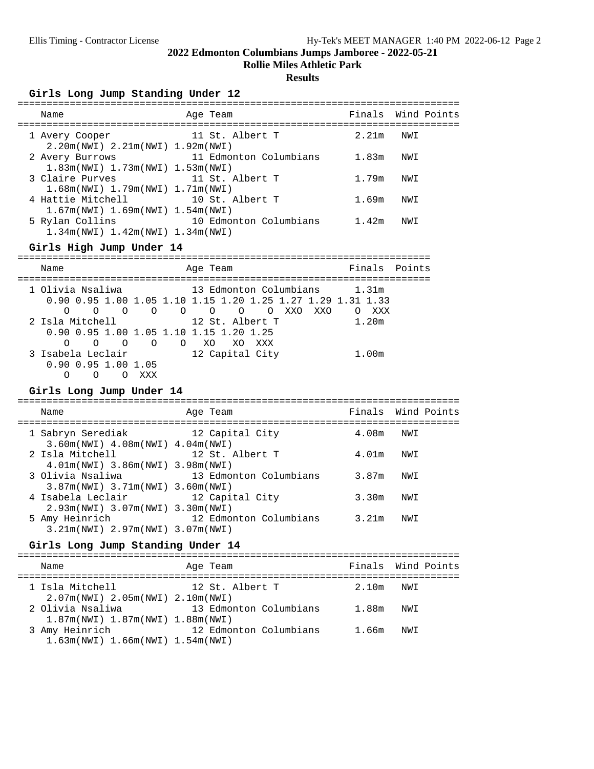# 2022 Edmonton Columbians Jumps Jamboree - 2022-05-21

## Rollie Miles Athletic Park

### Results

#### Girls Long Jump Standing Under 12

| Place | Name | Age | Team | Finals | Wind | Points |
|---|---|---|---|---|---|---|
| 1 | Avery Cooper | 11 | St. Albert T | 2.21m | NWI | |
| | 2.20m(NWI) 2.21m(NWI) 1.92m(NWI) | | | | | |
| 2 | Avery Burrows | 11 | Edmonton Columbians | 1.83m | NWI | |
| | 1.83m(NWI) 1.73m(NWI) 1.53m(NWI) | | | | | |
| 3 | Claire Purves | 11 | St. Albert T | 1.79m | NWI | |
| | 1.68m(NWI) 1.79m(NWI) 1.71m(NWI) | | | | | |
| 4 | Hattie Mitchell | 10 | St. Albert T | 1.69m | NWI | |
| | 1.67m(NWI) 1.69m(NWI) 1.54m(NWI) | | | | | |
| 5 | Rylan Collins | 10 | Edmonton Columbians | 1.42m | NWI | |
| | 1.34m(NWI) 1.42m(NWI) 1.34m(NWI) | | | | | |

#### Girls High Jump Under 14

| Place | Name | Age | Team | Finals | Points |
|---|---|---|---|---|---|
| 1 | Olivia Nsaliwa | 13 | Edmonton Columbians | 1.31m | |
| | 0.90 0.95 1.00 1.05 1.10 1.15 1.20 1.25 1.27 1.29 1.31 1.33 | | | | |
| | O O O O O O O O XXO XXO O XXX | | | | |
| 2 | Isla Mitchell | 12 | St. Albert T | 1.20m | |
| | 0.90 0.95 1.00 1.05 1.10 1.15 1.20 1.25 | | | | |
| | O O O O O XO XO XXX | | | | |
| 3 | Isabela Leclair | 12 | Capital City | 1.00m | |
| | 0.90 0.95 1.00 1.05 | | | | |
| | O O O XXX | | | | |

#### Girls Long Jump Under 14

| Place | Name | Age | Team | Finals | Wind | Points |
|---|---|---|---|---|---|---|
| 1 | Sabryn Serediak | 12 | Capital City | 4.08m | NWI | |
| | 3.60m(NWI) 4.08m(NWI) 4.04m(NWI) | | | | | |
| 2 | Isla Mitchell | 12 | St. Albert T | 4.01m | NWI | |
| | 4.01m(NWI) 3.86m(NWI) 3.98m(NWI) | | | | | |
| 3 | Olivia Nsaliwa | 13 | Edmonton Columbians | 3.87m | NWI | |
| | 3.87m(NWI) 3.71m(NWI) 3.60m(NWI) | | | | | |
| 4 | Isabela Leclair | 12 | Capital City | 3.30m | NWI | |
| | 2.93m(NWI) 3.07m(NWI) 3.30m(NWI) | | | | | |
| 5 | Amy Heinrich | 12 | Edmonton Columbians | 3.21m | NWI | |
| | 3.21m(NWI) 2.97m(NWI) 3.07m(NWI) | | | | | |

#### Girls Long Jump Standing Under 14

| Place | Name | Age | Team | Finals | Wind | Points |
|---|---|---|---|---|---|---|
| 1 | Isla Mitchell | 12 | St. Albert T | 2.10m | NWI | |
| | 2.07m(NWI) 2.05m(NWI) 2.10m(NWI) | | | | | |
| 2 | Olivia Nsaliwa | 13 | Edmonton Columbians | 1.88m | NWI | |
| | 1.87m(NWI) 1.87m(NWI) 1.88m(NWI) | | | | | |
| 3 | Amy Heinrich | 12 | Edmonton Columbians | 1.66m | NWI | |
| | 1.63m(NWI) 1.66m(NWI) 1.54m(NWI) | | | | | |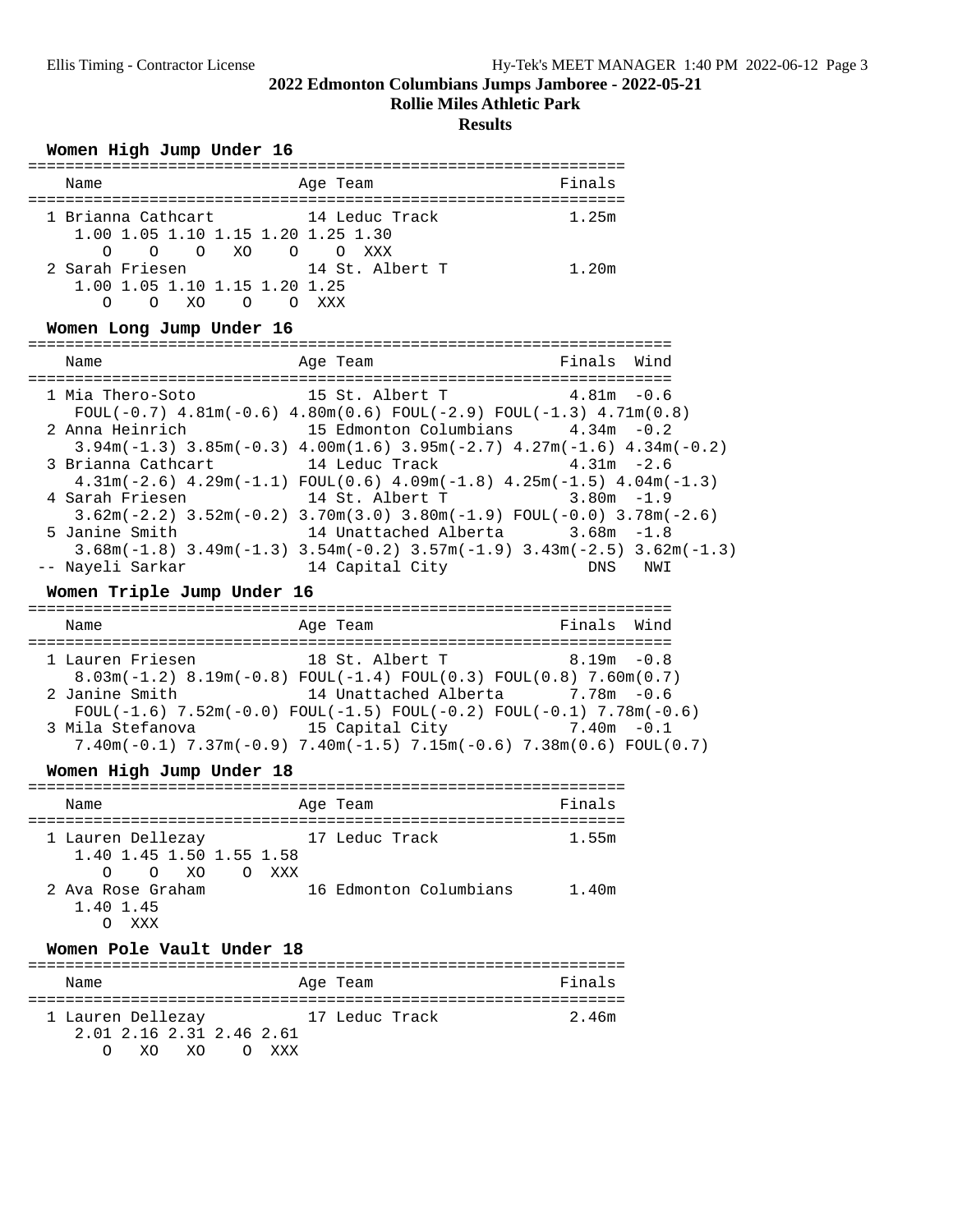# 2022 Edmonton Columbians Jumps Jamboree - 2022-05-21

## Rollie Miles Athletic Park

### Results

**Women High Jump Under 16**

| | Name | Age | Team | Finals |
|---|---|---|---|---|
| 1 | Brianna Cathcart | 14 | Leduc Track | 1.25m |
| | 1.00 O, 1.05 O, 1.10 O, 1.15 XO, 1.20 O, 1.25 O, 1.30 XXX | | | |
| 2 | Sarah Friesen | 14 | St. Albert T | 1.20m |
| | 1.00 O, 1.05 O, 1.10 XO, 1.15 O, 1.20 O, 1.25 XXX | | | |

**Women Long Jump Under 16**

| | Name | Age | Team | Finals | Wind |
|---|---|---|---|---|---|
| 1 | Mia Thero-Soto | 15 | St. Albert T | 4.81m | -0.6 |
| | FOUL(-0.7) 4.81m(-0.6) 4.80m(0.6) FOUL(-2.9) FOUL(-1.3) 4.71m(0.8) | | | | |
| 2 | Anna Heinrich | 15 | Edmonton Columbians | 4.34m | -0.2 |
| | 3.94m(-1.3) 3.85m(-0.3) 4.00m(1.6) 3.95m(-2.7) 4.27m(-1.6) 4.34m(-0.2) | | | | |
| 3 | Brianna Cathcart | 14 | Leduc Track | 4.31m | -2.6 |
| | 4.31m(-2.6) 4.29m(-1.1) FOUL(0.6) 4.09m(-1.8) 4.25m(-1.5) 4.04m(-1.3) | | | | |
| 4 | Sarah Friesen | 14 | St. Albert T | 3.80m | -1.9 |
| | 3.62m(-2.2) 3.52m(-0.2) 3.70m(3.0) 3.80m(-1.9) FOUL(-0.0) 3.78m(-2.6) | | | | |
| 5 | Janine Smith | 14 | Unattached Alberta | 3.68m | -1.8 |
| | 3.68m(-1.8) 3.49m(-1.3) 3.54m(-0.2) 3.57m(-1.9) 3.43m(-2.5) 3.62m(-1.3) | | | | |
| -- | Nayeli Sarkar | 14 | Capital City | DNS | NWI |

**Women Triple Jump Under 16**

| | Name | Age | Team | Finals | Wind |
|---|---|---|---|---|---|
| 1 | Lauren Friesen | 18 | St. Albert T | 8.19m | -0.8 |
| | 8.03m(-1.2) 8.19m(-0.8) FOUL(-1.4) FOUL(0.3) FOUL(0.8) 7.60m(0.7) | | | | |
| 2 | Janine Smith | 14 | Unattached Alberta | 7.78m | -0.6 |
| | FOUL(-1.6) 7.52m(-0.0) FOUL(-1.5) FOUL(-0.2) FOUL(-0.1) 7.78m(-0.6) | | | | |
| 3 | Mila Stefanova | 15 | Capital City | 7.40m | -0.1 |
| | 7.40m(-0.1) 7.37m(-0.9) 7.40m(-1.5) 7.15m(-0.6) 7.38m(0.6) FOUL(0.7) | | | | |

**Women High Jump Under 18**

| | Name | Age | Team | Finals |
|---|---|---|---|---|
| 1 | Lauren Dellezay | 17 | Leduc Track | 1.55m |
| | 1.40 O, 1.45 O, 1.50 XO, 1.55 O, 1.58 XXX | | | |
| 2 | Ava Rose Graham | 16 | Edmonton Columbians | 1.40m |
| | 1.40 O, 1.45 XXX | | | |

**Women Pole Vault Under 18**

| | Name | Age | Team | Finals |
|---|---|---|---|---|
| 1 | Lauren Dellezay | 17 | Leduc Track | 2.46m |
| | 2.01 O, 2.16 XO, 2.31 XO, 2.46 O, 2.61 XXX | | | |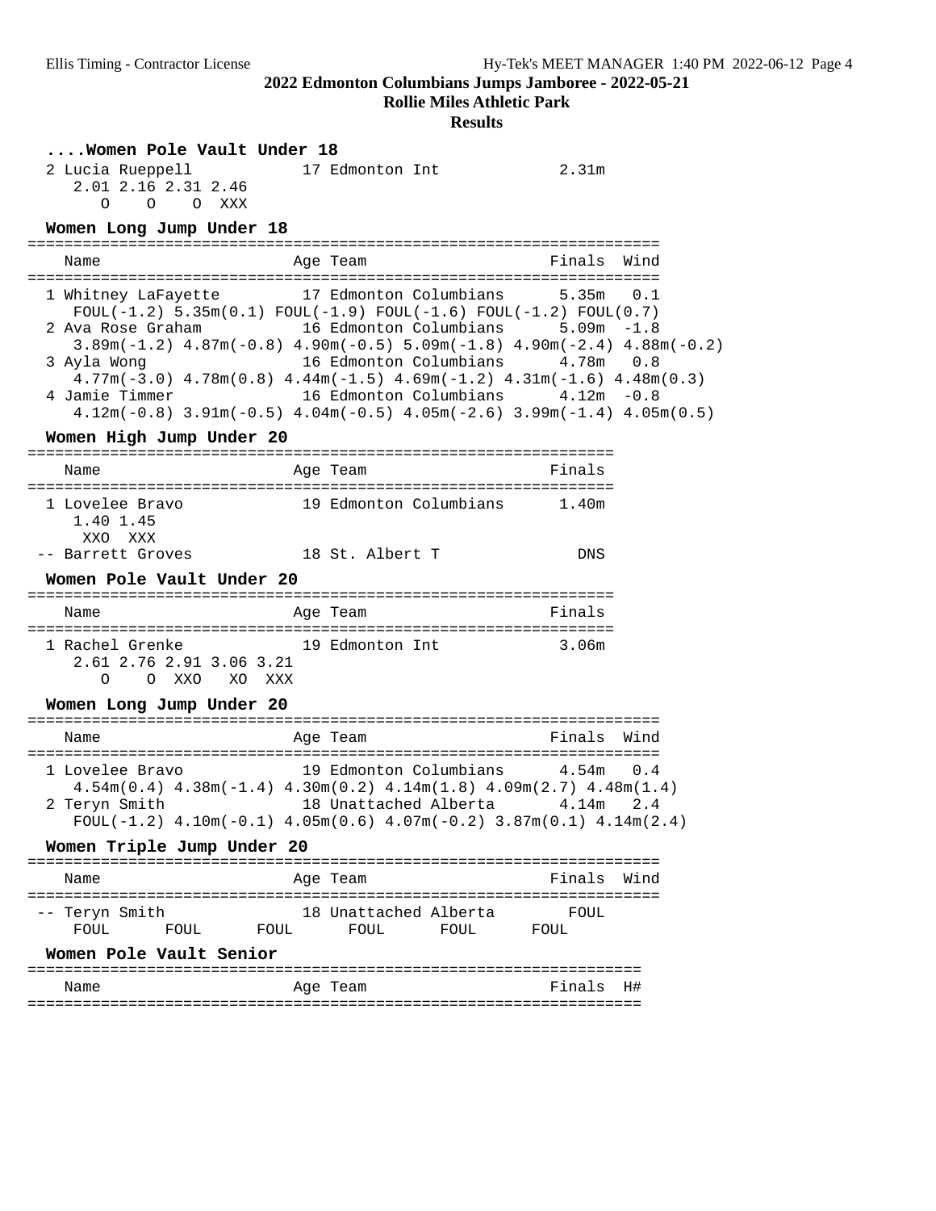## 2022 Edmonton Columbians Jumps Jamboree - 2022-05-21

### Rollie Miles Athletic Park

### Results

#### ....Women Pole Vault Under 18

```
  2 Lucia Rueppell           17 Edmonton Int            2.31m
     2.01 2.16 2.31 2.46
        O    O    O  XXX
```

#### Women Long Jump Under 18

```
=====================================================================
    Name                    Age Team                    Finals  Wind
=====================================================================
  1 Whitney LaFayette        17 Edmonton Columbians      5.35m   0.1
     FOUL(-1.2) 5.35m(0.1) FOUL(-1.9) FOUL(-1.6) FOUL(-1.2) FOUL(0.7)
  2 Ava Rose Graham          16 Edmonton Columbians      5.09m  -1.8
     3.89m(-1.2) 4.87m(-0.8) 4.90m(-0.5) 5.09m(-1.8) 4.90m(-2.4) 4.88m(-0.2)
  3 Ayla Wong                16 Edmonton Columbians      4.78m   0.8
     4.77m(-3.0) 4.78m(0.8) 4.44m(-1.5) 4.69m(-1.2) 4.31m(-1.6) 4.48m(0.3)
  4 Jamie Timmer             16 Edmonton Columbians      4.12m  -0.8
     4.12m(-0.8) 3.91m(-0.5) 4.04m(-0.5) 4.05m(-2.6) 3.99m(-1.4) 4.05m(0.5)
```

#### Women High Jump Under 20

```
================================================================
    Name                    Age Team                    Finals
================================================================
  1 Lovelee Bravo            19 Edmonton Columbians      1.40m
     1.40 1.45
      XXO  XXX
 -- Barrett Groves           18 St. Albert T               DNS
```

#### Women Pole Vault Under 20

```
================================================================
    Name                    Age Team                    Finals
================================================================
  1 Rachel Grenke            19 Edmonton Int            3.06m
     2.61 2.76 2.91 3.06 3.21
        O    O  XXO   XO  XXX
```

#### Women Long Jump Under 20

```
=====================================================================
    Name                    Age Team                    Finals  Wind
=====================================================================
  1 Lovelee Bravo            19 Edmonton Columbians      4.54m   0.4
     4.54m(0.4) 4.38m(-1.4) 4.30m(0.2) 4.14m(1.8) 4.09m(2.7) 4.48m(1.4)
  2 Teryn Smith              18 Unattached Alberta       4.14m   2.4
     FOUL(-1.2) 4.10m(-0.1) 4.05m(0.6) 4.07m(-0.2) 3.87m(0.1) 4.14m(2.4)
```

#### Women Triple Jump Under 20

```
=====================================================================
    Name                    Age Team                    Finals  Wind
=====================================================================
 -- Teryn Smith              18 Unattached Alberta        FOUL
      FOUL      FOUL      FOUL      FOUL      FOUL      FOUL
```

#### Women Pole Vault Senior

```
==================================================================
    Name                    Age Team                    Finals  H#
==================================================================
```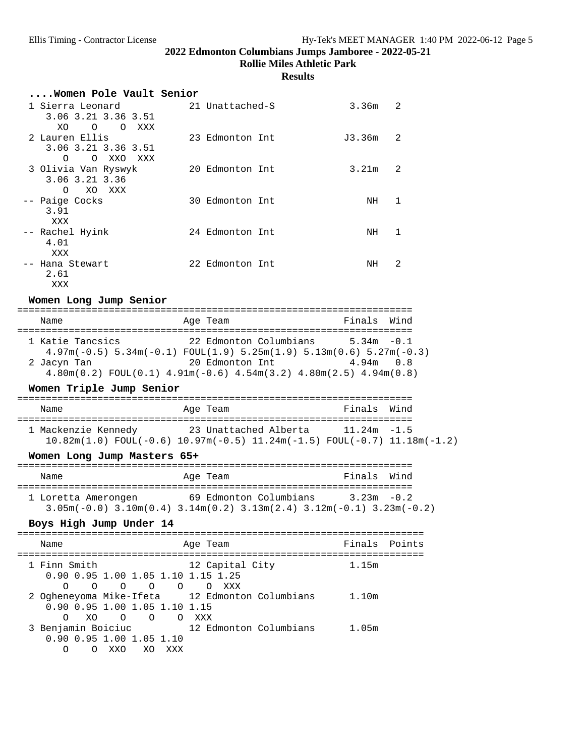# 2022 Edmonton Columbians Jumps Jamboree - 2022-05-21

## Rollie Miles Athletic Park

### Results

#### ....Women Pole Vault Senior

```
 1 Sierra Leonard          21 Unattached-S            3.36m   2
    3.06 3.21 3.36 3.51
      XO    O    O  XXX
 2 Lauren Ellis            23 Edmonton Int           J3.36m   2
    3.06 3.21 3.36 3.51
       O    O  XXO  XXX
 3 Olivia Van Ryswyk       20 Edmonton Int            3.21m   2
    3.06 3.21 3.36
       O   XO  XXX
-- Paige Cocks             30 Edmonton Int               NH   1
    3.91
     XXX
-- Rachel Hyink            24 Edmonton Int               NH   1
    4.01
     XXX
-- Hana Stewart            22 Edmonton Int               NH   2
    2.61
     XXX
```

#### Women Long Jump Senior

| Name | Age | Team | Finals | Wind |
|---|---|---|---|---|
| 1 Katie Tancsics | 22 | Edmonton Columbians | 5.34m | -0.1 |
| 4.97m(-0.5) 5.34m(-0.1) FOUL(1.9) 5.25m(1.9) 5.13m(0.6) 5.27m(-0.3) | | | | |
| 2 Jacyn Tan | 20 | Edmonton Int | 4.94m | 0.8 |
| 4.80m(0.2) FOUL(0.1) 4.91m(-0.6) 4.54m(3.2) 4.80m(2.5) 4.94m(0.8) | | | | |

#### Women Triple Jump Senior

| Name | Age | Team | Finals | Wind |
|---|---|---|---|---|
| 1 Mackenzie Kennedy | 23 | Unattached Alberta | 11.24m | -1.5 |
| 10.82m(1.0) FOUL(-0.6) 10.97m(-0.5) 11.24m(-1.5) FOUL(-0.7) 11.18m(-1.2) | | | | |

#### Women Long Jump Masters 65+

| Name | Age | Team | Finals | Wind |
|---|---|---|---|---|
| 1 Loretta Amerongen | 69 | Edmonton Columbians | 3.23m | -0.2 |
| 3.05m(-0.0) 3.10m(0.4) 3.14m(0.2) 3.13m(2.4) 3.12m(-0.1) 3.23m(-0.2) | | | | |

#### Boys High Jump Under 14

```
=====================================================================
    Name                    Age Team                    Finals Points
=====================================================================
  1 Finn Smith               12 Capital City             1.15m
     0.90 0.95 1.00 1.05 1.10 1.15 1.25
        O    O    O    O    O    O  XXX
  2 Ogheneyoma Mike-Ifeta    12 Edmonton Columbians      1.10m
     0.90 0.95 1.00 1.05 1.10 1.15
        O   XO    O    O    O  XXX
  3 Benjamin Boiciuc         12 Edmonton Columbians      1.05m
     0.90 0.95 1.00 1.05 1.10
        O    O  XXO   XO  XXX
```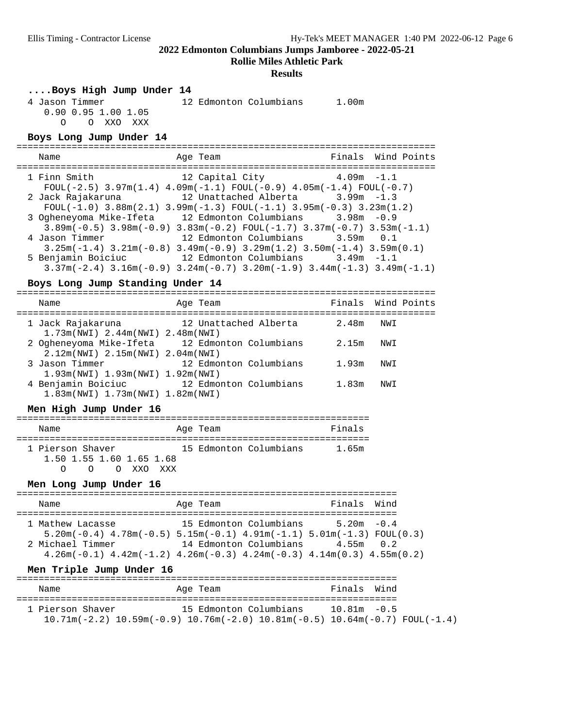## 2022 Edmonton Columbians Jumps Jamboree - 2022-05-21

**Rollie Miles Athletic Park**

**Results**

### ....Boys High Jump Under 14

```
  4 Jason Timmer              12 Edmonton Columbians      1.00m
     0.90 0.95 1.00 1.05
        O    O  XXO  XXX
```

### Boys Long Jump Under 14

```
============================================================================
    Name                    Age Team                    Finals  Wind Points
============================================================================
  1 Finn Smith              12 Capital City            4.09m  -1.1
     FOUL(-2.5) 3.97m(1.4) 4.09m(-1.1) FOUL(-0.9) 4.05m(-1.4) FOUL(-0.7)
  2 Jack Rajakaruna         12 Unattached Alberta      3.99m  -1.3
     FOUL(-1.0) 3.88m(2.1) 3.99m(-1.3) FOUL(-1.1) 3.95m(-0.3) 3.23m(1.2)
  3 Ogheneyoma Mike-Ifeta   12 Edmonton Columbians     3.98m  -0.9
     3.89m(-0.5) 3.98m(-0.9) 3.83m(-0.2) FOUL(-1.7) 3.37m(-0.7) 3.53m(-1.1)
  4 Jason Timmer            12 Edmonton Columbians     3.59m   0.1
     3.25m(-1.4) 3.21m(-0.8) 3.49m(-0.9) 3.29m(1.2) 3.50m(-1.4) 3.59m(0.1)
  5 Benjamin Boiciuc        12 Edmonton Columbians     3.49m  -1.1
     3.37m(-2.4) 3.16m(-0.9) 3.24m(-0.7) 3.20m(-1.9) 3.44m(-1.3) 3.49m(-1.1)
```

### Boys Long Jump Standing Under 14

```
============================================================================
    Name                    Age Team                    Finals  Wind Points
============================================================================
  1 Jack Rajakaruna         12 Unattached Alberta      2.48m   NWI
     1.73m(NWI) 2.44m(NWI) 2.48m(NWI)
  2 Ogheneyoma Mike-Ifeta   12 Edmonton Columbians     2.15m   NWI
     2.12m(NWI) 2.15m(NWI) 2.04m(NWI)
  3 Jason Timmer            12 Edmonton Columbians     1.93m   NWI
     1.93m(NWI) 1.93m(NWI) 1.92m(NWI)
  4 Benjamin Boiciuc        12 Edmonton Columbians     1.83m   NWI
     1.83m(NWI) 1.73m(NWI) 1.82m(NWI)
```

### Men High Jump Under 16

```
================================================================
    Name                    Age Team                    Finals
================================================================
  1 Pierson Shaver          15 Edmonton Columbians     1.65m
     1.50 1.55 1.60 1.65 1.68
        O    O    O  XXO  XXX
```

### Men Long Jump Under 16

```
=====================================================================
    Name                    Age Team                    Finals  Wind
=====================================================================
  1 Mathew Lacasse          15 Edmonton Columbians     5.20m  -0.4
     5.20m(-0.4) 4.78m(-0.5) 5.15m(-0.1) 4.91m(-1.1) 5.01m(-1.3) FOUL(0.3)
  2 Michael Timmer          14 Edmonton Columbians     4.55m   0.2
     4.26m(-0.1) 4.42m(-1.2) 4.26m(-0.3) 4.24m(-0.3) 4.14m(0.3) 4.55m(0.2)
```

### Men Triple Jump Under 16

```
=====================================================================
    Name                    Age Team                    Finals  Wind
=====================================================================
  1 Pierson Shaver          15 Edmonton Columbians    10.81m  -0.5
     10.71m(-2.2) 10.59m(-0.9) 10.76m(-2.0) 10.81m(-0.5) 10.64m(-0.7) FOUL(-1.4)
```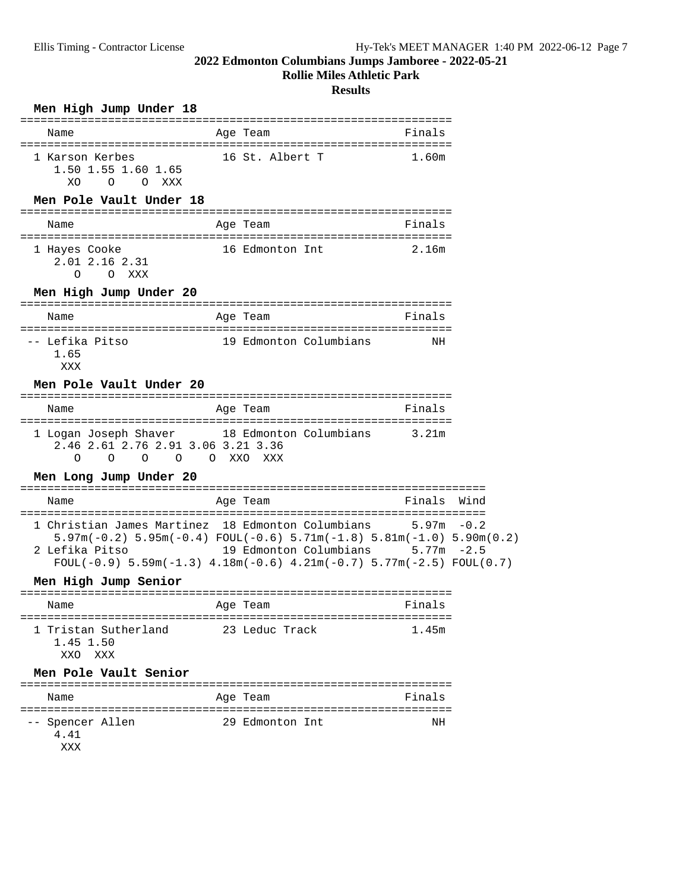# 2022 Edmonton Columbians Jumps Jamboree - 2022-05-21

## Rollie Miles Athletic Park

### Results

### Men High Jump Under 18

| Place | Name | Age | Team | Finals |
|---|---|---|---|---|
| 1 | Karson Kerbes | 16 | St. Albert T | 1.60m |

1.50 1.55 1.60 1.65
XO O O XXX

### Men Pole Vault Under 18

| Place | Name | Age | Team | Finals |
|---|---|---|---|---|
| 1 | Hayes Cooke | 16 | Edmonton Int | 2.16m |

2.01 2.16 2.31
O O XXX

### Men High Jump Under 20

| Place | Name | Age | Team | Finals |
|---|---|---|---|---|
| -- | Lefika Pitso | 19 | Edmonton Columbians | NH |

1.65
XXX

### Men Pole Vault Under 20

| Place | Name | Age | Team | Finals |
|---|---|---|---|---|
| 1 | Logan Joseph Shaver | 18 | Edmonton Columbians | 3.21m |

2.46 2.61 2.76 2.91 3.06 3.21 3.36
O O O O O XXO XXX

### Men Long Jump Under 20

| Place | Name | Age | Team | Finals | Wind |
|---|---|---|---|---|---|
| 1 | Christian James Martinez | 18 | Edmonton Columbians | 5.97m | -0.2 |
| 2 | Lefika Pitso | 19 | Edmonton Columbians | 5.77m | -2.5 |

1 Christian James Martinez: 5.97m(-0.2) 5.95m(-0.4) FOUL(-0.6) 5.71m(-1.8) 5.81m(-1.0) 5.90m(0.2)

2 Lefika Pitso: FOUL(-0.9) 5.59m(-1.3) 4.18m(-0.6) 4.21m(-0.7) 5.77m(-2.5) FOUL(0.7)

### Men High Jump Senior

| Place | Name | Age | Team | Finals |
|---|---|---|---|---|
| 1 | Tristan Sutherland | 23 | Leduc Track | 1.45m |

1.45 1.50
XXO XXX

### Men Pole Vault Senior

| Place | Name | Age | Team | Finals |
|---|---|---|---|---|
| -- | Spencer Allen | 29 | Edmonton Int | NH |

4.41
XXX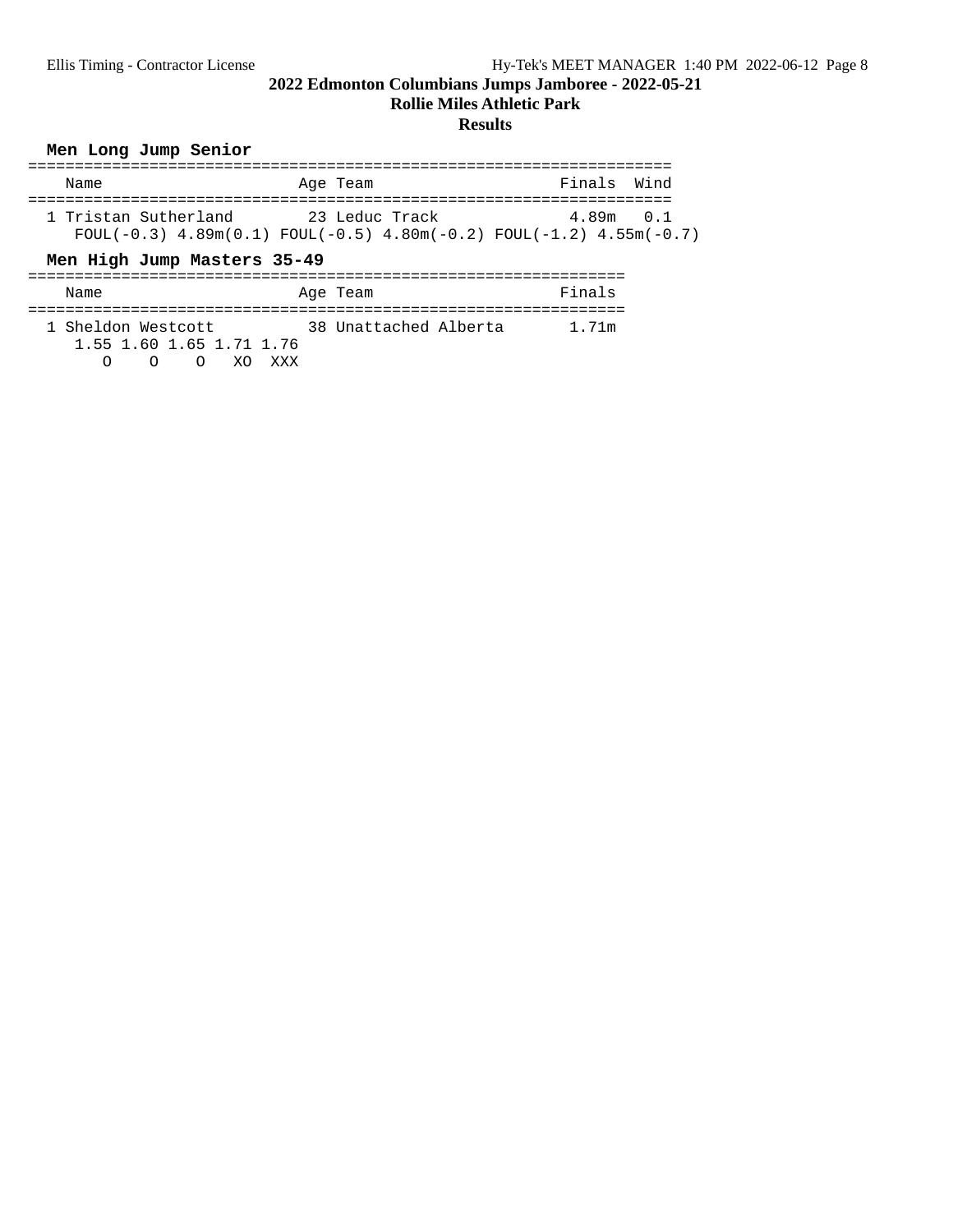# 2022 Edmonton Columbians Jumps Jamboree - 2022-05-21

## Rollie Miles Athletic Park

## Results

### Men Long Jump Senior

| | Name | Age | Team | Finals | Wind |
|---|---|---|---|---|---|
| 1 | Tristan Sutherland | 23 | Leduc Track | 4.89m | 0.1 |

FOUL(-0.3) 4.89m(0.1) FOUL(-0.5) 4.80m(-0.2) FOUL(-1.2) 4.55m(-0.7)

### Men High Jump Masters 35-49

| | Name | Age | Team | Finals |
|---|---|---|---|---|
| 1 | Sheldon Westcott | 38 | Unattached Alberta | 1.71m |

| 1.55 | 1.60 | 1.65 | 1.71 | 1.76 |
|---|---|---|---|---|
| O | O | O | XO | XXX |